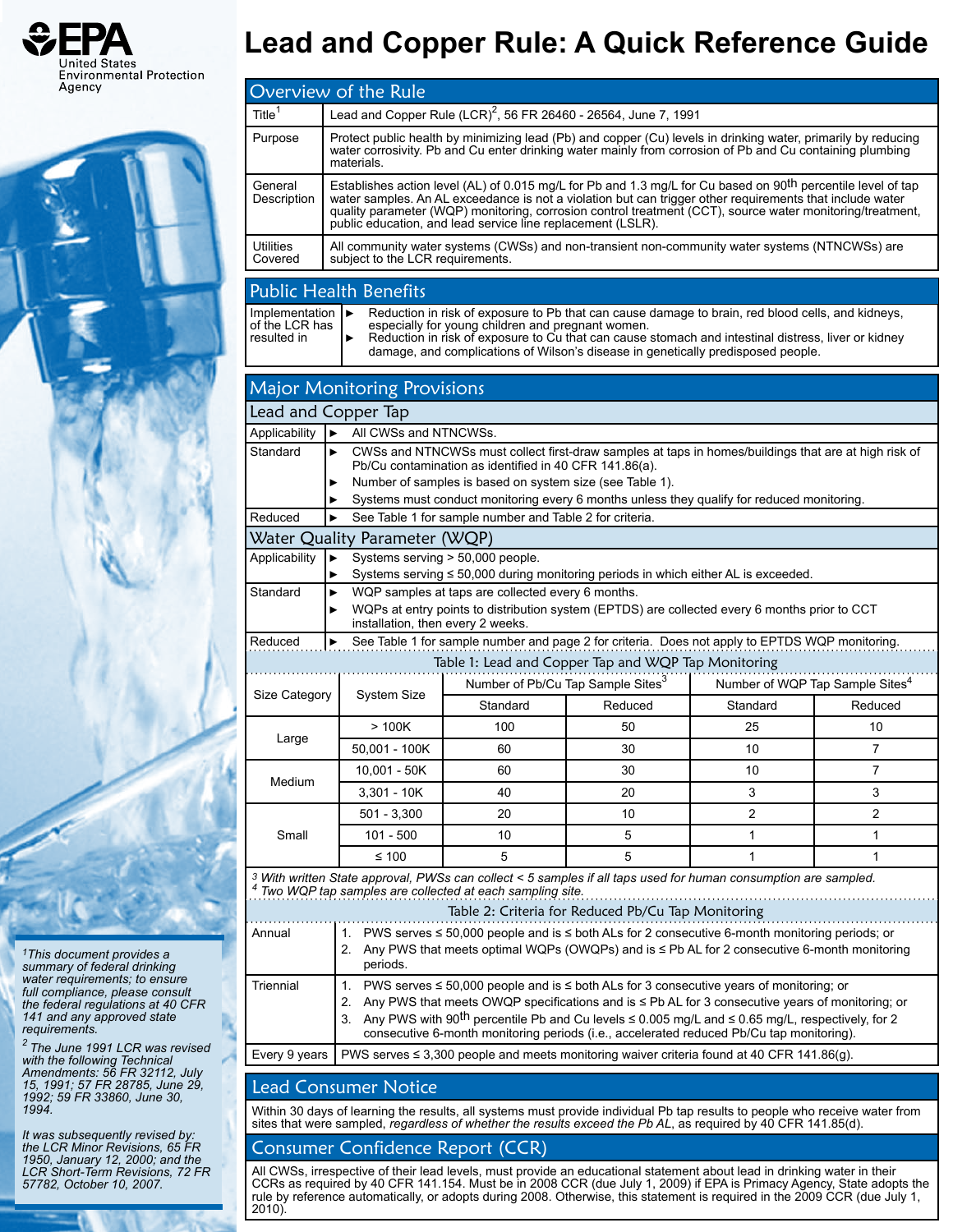# Lead and Copper Rule: A Quick Reference Guide

United States Environmental Protection Agency

## Overview of the Rule

| | |
|---|---|
| Title[1] | Lead and Copper Rule (LCR)[2], 56 FR 26460 - 26564, June 7, 1991 |
| Purpose | Protect public health by minimizing lead (Pb) and copper (Cu) levels in drinking water, primarily by reducing water corrosivity. Pb and Cu enter drinking water mainly from corrosion of Pb and Cu containing plumbing materials. |
| General Description | Establishes action level (AL) of 0.015 mg/L for Pb and 1.3 mg/L for Cu based on 90th percentile level of tap water samples. An AL exceedance is not a violation but can trigger other requirements that include water quality parameter (WQP) monitoring, corrosion control treatment (CCT), source water monitoring/treatment, public education, and lead service line replacement (LSLR). |
| Utilities Covered | All community water systems (CWSs) and non-transient non-community water systems (NTNCWSs) are subject to the LCR requirements. |

## Public Health Benefits

| | |
|---|---|
| Implementation of the LCR has resulted in | ► Reduction in risk of exposure to Pb that can cause damage to brain, red blood cells, and kidneys, especially for young children and pregnant women.<br>► Reduction in risk of exposure to Cu that can cause stomach and intestinal distress, liver or kidney damage, and complications of Wilson's disease in genetically predisposed people. |

## Major Monitoring Provisions

### Lead and Copper Tap

| | |
|---|---|
| Applicability | ► All CWSs and NTNCWSs. |
| Standard | ► CWSs and NTNCWSs must collect first-draw samples at taps in homes/buildings that are at high risk of Pb/Cu contamination as identified in 40 CFR 141.86(a).<br>► Number of samples is based on system size (see Table 1).<br>► Systems must conduct monitoring every 6 months unless they qualify for reduced monitoring. |
| Reduced | ► See Table 1 for sample number and Table 2 for criteria. |

### Water Quality Parameter (WQP)

| | |
|---|---|
| Applicability | ► Systems serving > 50,000 people.<br>► Systems serving ≤ 50,000 during monitoring periods in which either AL is exceeded. |
| Standard | ► WQP samples at taps are collected every 6 months.<br>► WQPs at entry points to distribution system (EPTDS) are collected every 6 months prior to CCT installation, then every 2 weeks. |
| Reduced | ► See Table 1 for sample number and page 2 for criteria. Does not apply to EPTDS WQP monitoring. |

**Table 1: Lead and Copper Tap and WQP Tap Monitoring**

| Size Category | System Size | Number of Pb/Cu Tap Sample Sites[3] | | Number of WQP Tap Sample Sites[4] | |
|---|---|---|---|---|---|
| | | Standard | Reduced | Standard | Reduced |
| Large | > 100K | 100 | 50 | 25 | 10 |
| | 50,001 - 100K | 60 | 30 | 10 | 7 |
| Medium | 10,001 - 50K | 60 | 30 | 10 | 7 |
| | 3,301 - 10K | 40 | 20 | 3 | 3 |
| Small | 501 - 3,300 | 20 | 10 | 2 | 2 |
| | 101 - 500 | 10 | 5 | 1 | 1 |
| | ≤ 100 | 5 | 5 | 1 | 1 |

*[3] With written State approval, PWSs can collect < 5 samples if all taps used for human consumption are sampled.*
*[4] Two WQP tap samples are collected at each sampling site.*

**Table 2: Criteria for Reduced Pb/Cu Tap Monitoring**

| | |
|---|---|
| Annual | 1. PWS serves ≤ 50,000 people and is ≤ both ALs for 2 consecutive 6-month monitoring periods; or<br>2. Any PWS that meets optimal WQPs (OWQPs) and is ≤ Pb AL for 2 consecutive 6-month monitoring periods. |
| Triennial | 1. PWS serves ≤ 50,000 people and is ≤ both ALs for 3 consecutive years of monitoring; or<br>2. Any PWS that meets OWQP specifications and is ≤ Pb AL for 3 consecutive years of monitoring; or<br>3. Any PWS with 90th percentile Pb and Cu levels ≤ 0.005 mg/L and ≤ 0.65 mg/L, respectively, for 2 consecutive 6-month monitoring periods (i.e., accelerated reduced Pb/Cu tap monitoring). |
| Every 9 years | PWS serves ≤ 3,300 people and meets monitoring waiver criteria found at 40 CFR 141.86(g). |

## Lead Consumer Notice

Within 30 days of learning the results, all systems must provide individual Pb tap results to people who receive water from sites that were sampled, *regardless of whether the results exceed the Pb AL*, as required by 40 CFR 141.85(d).

## Consumer Confidence Report (CCR)

All CWSs, irrespective of their lead levels, must provide an educational statement about lead in drinking water in their CCRs as required by 40 CFR 141.154. Must be in 2008 CCR (due July 1, 2009) if EPA is Primacy Agency, State adopts the rule by reference automatically, or adopts during 2008. Otherwise, this statement is required in the 2009 CCR (due July 1, 2010).

---

*[1] This document provides a summary of federal drinking water requirements; to ensure full compliance, please consult the federal regulations at 40 CFR 141 and any approved state requirements.*

*[2] The June 1991 LCR was revised with the following Technical Amendments: 56 FR 32112, July 15, 1991; 57 FR 28785, June 29, 1992; 59 FR 33860, June 30, 1994.*

*It was subsequently revised by: the LCR Minor Revisions, 65 FR 1950, January 12, 2000; and the LCR Short-Term Revisions, 72 FR 57782, October 10, 2007.*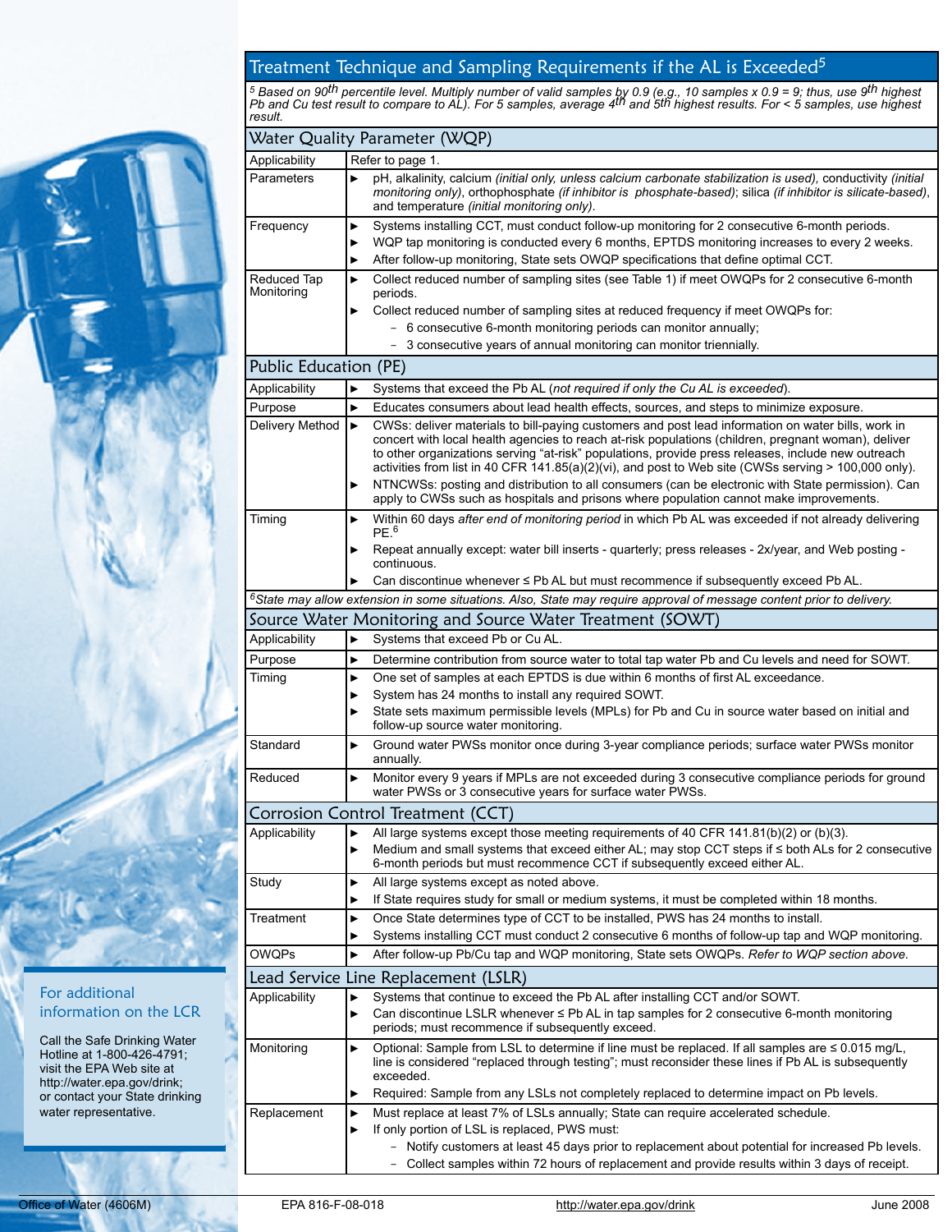## Treatment Technique and Sampling Requirements if the AL is Exceeded[5]

*[5] Based on 90th percentile level. Multiply number of valid samples by 0.9 (e.g., 10 samples x 0.9 = 9; thus, use 9th highest Pb and Cu test result to compare to AL). For 5 samples, average 4th and 5th highest results. For < 5 samples, use highest result.*

### Water Quality Parameter (WQP)

| | |
|---|---|
| Applicability | Refer to page 1. |
| Parameters | ► pH, alkalinity, calcium *(initial only, unless calcium carbonate stabilization is used)*, conductivity *(initial monitoring only)*, orthophosphate *(if inhibitor is phosphate-based)*; silica *(if inhibitor is silicate-based)*, and temperature *(initial monitoring only)*. |
| Frequency | ► Systems installing CCT, must conduct follow-up monitoring for 2 consecutive 6-month periods.<br>► WQP tap monitoring is conducted every 6 months, EPTDS monitoring increases to every 2 weeks.<br>► After follow-up monitoring, State sets OWQP specifications that define optimal CCT. |
| Reduced Tap Monitoring | ► Collect reduced number of sampling sites (see Table 1) if meet OWQPs for 2 consecutive 6-month periods.<br>► Collect reduced number of sampling sites at reduced frequency if meet OWQPs for:<br>– 6 consecutive 6-month monitoring periods can monitor annually;<br>– 3 consecutive years of annual monitoring can monitor triennially. |

### Public Education (PE)

| | |
|---|---|
| Applicability | ► Systems that exceed the Pb AL (*not required if only the Cu AL is exceeded*). |
| Purpose | ► Educates consumers about lead health effects, sources, and steps to minimize exposure. |
| Delivery Method | ► CWSs: deliver materials to bill-paying customers and post lead information on water bills, work in concert with local health agencies to reach at-risk populations (children, pregnant woman), deliver to other organizations serving "at-risk" populations, provide press releases, include new outreach activities from list in 40 CFR 141.85(a)(2)(vi), and post to Web site (CWSs serving > 100,000 only).<br>► NTNCWSs: posting and distribution to all consumers (can be electronic with State permission). Can apply to CWSs such as hospitals and prisons where population cannot make improvements. |
| Timing | ► Within 60 days *after end of monitoring period* in which Pb AL was exceeded if not already delivering PE.[6]<br>► Repeat annually except: water bill inserts - quarterly; press releases - 2x/year, and Web posting - continuous.<br>► Can discontinue whenever ≤ Pb AL but must recommence if subsequently exceed Pb AL. |

*[6] State may allow extension in some situations. Also, State may require approval of message content prior to delivery.*

### Source Water Monitoring and Source Water Treatment (SOWT)

| | |
|---|---|
| Applicability | ► Systems that exceed Pb or Cu AL. |
| Purpose | ► Determine contribution from source water to total tap water Pb and Cu levels and need for SOWT. |
| Timing | ► One set of samples at each EPTDS is due within 6 months of first AL exceedance.<br>► System has 24 months to install any required SOWT.<br>► State sets maximum permissible levels (MPLs) for Pb and Cu in source water based on initial and follow-up source water monitoring. |
| Standard | ► Ground water PWSs monitor once during 3-year compliance periods; surface water PWSs monitor annually. |
| Reduced | ► Monitor every 9 years if MPLs are not exceeded during 3 consecutive compliance periods for ground water PWSs or 3 consecutive years for surface water PWSs. |

### Corrosion Control Treatment (CCT)

| | |
|---|---|
| Applicability | ► All large systems except those meeting requirements of 40 CFR 141.81(b)(2) or (b)(3).<br>► Medium and small systems that exceed either AL; may stop CCT steps if ≤ both ALs for 2 consecutive 6-month periods but must recommence CCT if subsequently exceed either AL. |
| Study | ► All large systems except as noted above.<br>► If State requires study for small or medium systems, it must be completed within 18 months. |
| Treatment | ► Once State determines type of CCT to be installed, PWS has 24 months to install.<br>► Systems installing CCT must conduct 2 consecutive 6 months of follow-up tap and WQP monitoring. |
| OWQPs | ► After follow-up Pb/Cu tap and WQP monitoring, State sets OWQPs. *Refer to WQP section above.* |

### Lead Service Line Replacement (LSLR)

| | |
|---|---|
| Applicability | ► Systems that continue to exceed the Pb AL after installing CCT and/or SOWT.<br>► Can discontinue LSLR whenever ≤ Pb AL in tap samples for 2 consecutive 6-month monitoring periods; must recommence if subsequently exceed. |
| Monitoring | ► Optional: Sample from LSL to determine if line must be replaced. If all samples are ≤ 0.015 mg/L, line is considered "replaced through testing"; must reconsider these lines if Pb AL is subsequently exceeded.<br>► Required: Sample from any LSLs not completely replaced to determine impact on Pb levels. |
| Replacement | ► Must replace at least 7% of LSLs annually; State can require accelerated schedule.<br>► If only portion of LSL is replaced, PWS must:<br>– Notify customers at least 45 days prior to replacement about potential for increased Pb levels.<br>– Collect samples within 72 hours of replacement and provide results within 3 days of receipt. |

### For additional information on the LCR

Call the Safe Drinking Water Hotline at 1-800-426-4791; visit the EPA Web site at http://water.epa.gov/drink; or contact your State drinking water representative.

Office of Water (4606M) EPA 816-F-08-018 http://water.epa.gov/drink June 2008